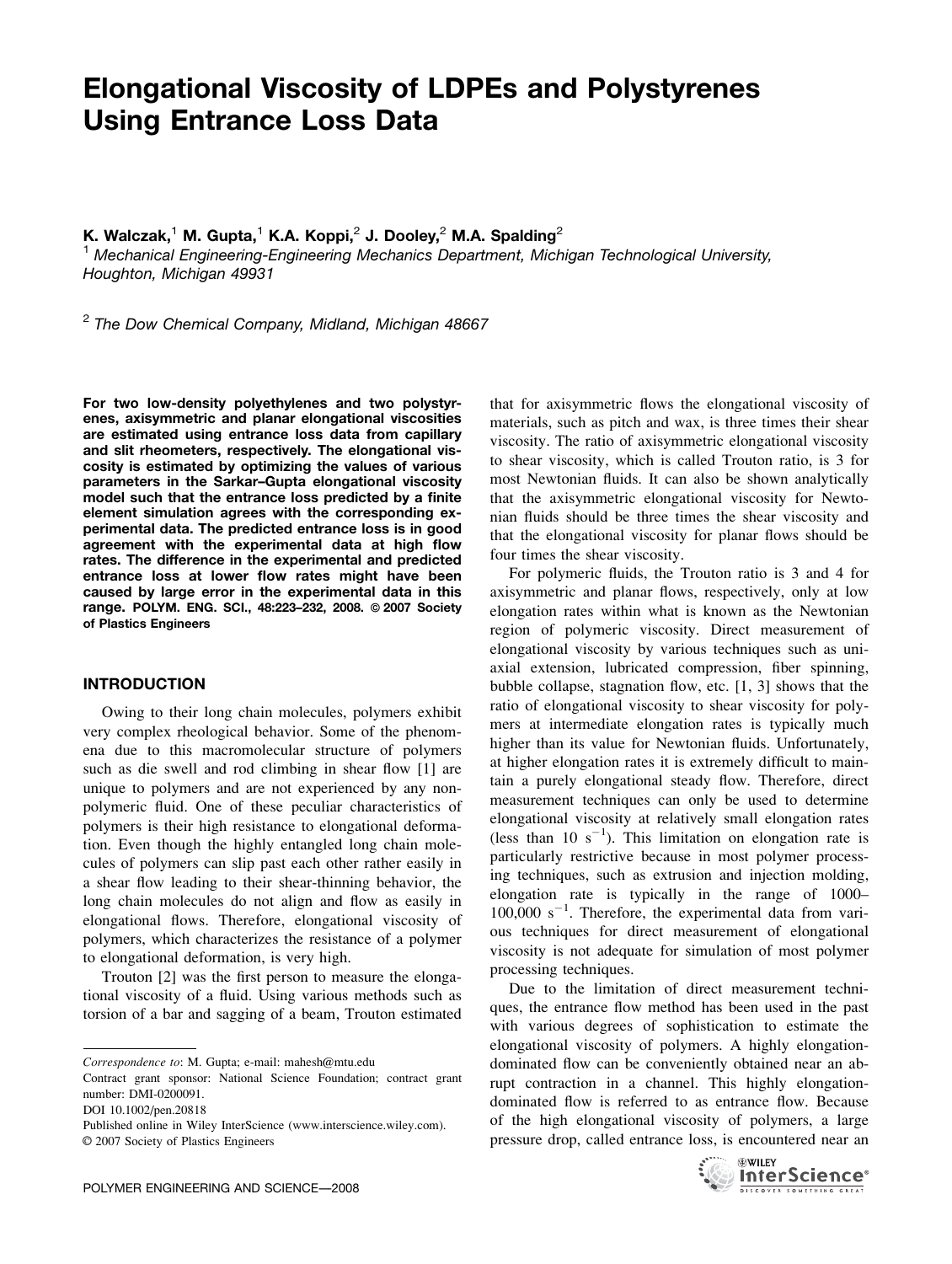# Elongational Viscosity of LDPEs and Polystyrenes Using Entrance Loss Data

**K. Walczak,[1] M. Gupta,[1] K.A. Koppi,[2] J. Dooley,[2] M.A. Spalding[2]**

[1] *Mechanical Engineering-Engineering Mechanics Department, Michigan Technological University, Houghton, Michigan 49931*

[2] *The Dow Chemical Company, Midland, Michigan 48667*

**For two low-density polyethylenes and two polystyrenes, axisymmetric and planar elongational viscosities are estimated using entrance loss data from capillary and slit rheometers, respectively. The elongational viscosity is estimated by optimizing the values of various parameters in the Sarkar–Gupta elongational viscosity model such that the entrance loss predicted by a finite element simulation agrees with the corresponding experimental data. The predicted entrance loss is in good agreement with the experimental data at high flow rates. The difference in the experimental and predicted entrance loss at lower flow rates might have been caused by large error in the experimental data in this range. POLYM. ENG. SCI., 48:223–232, 2008. © 2007 Society of Plastics Engineers**

## INTRODUCTION

Owing to their long chain molecules, polymers exhibit very complex rheological behavior. Some of the phenomena due to this macromolecular structure of polymers such as die swell and rod climbing in shear flow [1] are unique to polymers and are not experienced by any nonpolymeric fluid. One of these peculiar characteristics of polymers is their high resistance to elongational deformation. Even though the highly entangled long chain molecules of polymers can slip past each other rather easily in a shear flow leading to their shear-thinning behavior, the long chain molecules do not align and flow as easily in elongational flows. Therefore, elongational viscosity of polymers, which characterizes the resistance of a polymer to elongational deformation, is very high.

Trouton [2] was the first person to measure the elongational viscosity of a fluid. Using various methods such as torsion of a bar and sagging of a beam, Trouton estimated that for axisymmetric flows the elongational viscosity of materials, such as pitch and wax, is three times their shear viscosity. The ratio of axisymmetric elongational viscosity to shear viscosity, which is called Trouton ratio, is 3 for most Newtonian fluids. It can also be shown analytically that the axisymmetric elongational viscosity for Newtonian fluids should be three times the shear viscosity and that the elongational viscosity for planar flows should be four times the shear viscosity.

For polymeric fluids, the Trouton ratio is 3 and 4 for axisymmetric and planar flows, respectively, only at low elongation rates within what is known as the Newtonian region of polymeric viscosity. Direct measurement of elongational viscosity by various techniques such as uniaxial extension, lubricated compression, fiber spinning, bubble collapse, stagnation flow, etc. [1, 3] shows that the ratio of elongational viscosity to shear viscosity for polymers at intermediate elongation rates is typically much higher than its value for Newtonian fluids. Unfortunately, at higher elongation rates it is extremely difficult to maintain a purely elongational steady flow. Therefore, direct measurement techniques can only be used to determine elongational viscosity at relatively small elongation rates (less than 10 $s^{-1}$). This limitation on elongation rate is particularly restrictive because in most polymer processing techniques, such as extrusion and injection molding, elongation rate is typically in the range of 1000–100,000 $s^{-1}$. Therefore, the experimental data from various techniques for direct measurement of elongational viscosity is not adequate for simulation of most polymer processing techniques.

Due to the limitation of direct measurement techniques, the entrance flow method has been used in the past with various degrees of sophistication to estimate the elongational viscosity of polymers. A highly elongation-dominated flow can be conveniently obtained near an abrupt contraction in a channel. This highly elongation-dominated flow is referred to as entrance flow. Because of the high elongational viscosity of polymers, a large pressure drop, called entrance loss, is encountered near an

---

*Correspondence to*: M. Gupta; e-mail: mahesh@mtu.edu

Contract grant sponsor: National Science Foundation; contract grant number: DMI-0200091.

DOI 10.1002/pen.20818

Published online in Wiley InterScience (www.interscience.wiley.com).

© 2007 Society of Plastics Engineers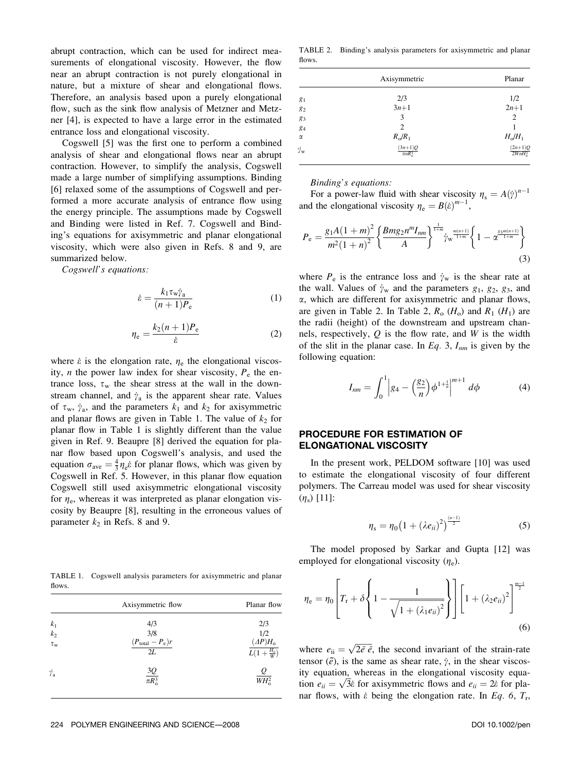abrupt contraction, which can be used for indirect measurements of elongational viscosity. However, the flow near an abrupt contraction is not purely elongational in nature, but a mixture of shear and elongational flows. Therefore, an analysis based upon a purely elongational flow, such as the sink flow analysis of Metzner and Metzner [4], is expected to have a large error in the estimated entrance loss and elongational viscosity.

Cogswell [5] was the first one to perform a combined analysis of shear and elongational flows near an abrupt contraction. However, to simplify the analysis, Cogswell made a large number of simplifying assumptions. Binding [6] relaxed some of the assumptions of Cogswell and performed a more accurate analysis of entrance flow using the energy principle. The assumptions made by Cogswell and Binding were listed in Ref. 7. Cogswell and Binding's equations for axisymmetric and planar elongational viscosity, which were also given in Refs. 8 and 9, are summarized below.

*Cogswell's equations:*

$$\dot{\varepsilon} = \frac{k_1 \tau_w \dot{\gamma}_a}{(n+1)P_e} \tag{1}$$

$$\eta_e = \frac{k_2(n+1)P_e}{\dot{\varepsilon}} \tag{2}$$

where $\dot{\varepsilon}$ is the elongation rate, $\eta_e$ the elongational viscosity, $n$ the power law index for shear viscosity, $P_e$ the entrance loss, $\tau_w$ the shear stress at the wall in the downstream channel, and $\dot{\gamma}_a$ is the apparent shear rate. Values of $\tau_w$, $\dot{\gamma}_a$, and the parameters $k_1$ and $k_2$ for axisymmetric and planar flows are given in Table 1. The value of $k_2$ for planar flow in Table 1 is slightly different than the value given in Ref. 9. Beaupre [8] derived the equation for planar flow based upon Cogswell's analysis, and used the equation $\sigma_{ave} = \frac{4}{3}\eta_e\dot{\varepsilon}$ for planar flows, which was given by Cogswell in Ref. 5. However, in this planar flow equation Cogswell still used axisymmetric elongational viscosity for $\eta_e$, whereas it was interpreted as planar elongation viscosity by Beaupre [8], resulting in the erroneous values of parameter $k_2$ in Refs. 8 and 9.

TABLE 1. Cogswell analysis parameters for axisymmetric and planar flows.

| | Axisymmetric flow | Planar flow |
|---|---|---|
| $k_1$ | 4/3 | 2/3 |
| $k_2$ | 3/8 | 1/2 |
| $\tau_w$ | $\frac{(P_{total} - P_e)r}{2L}$ | $\frac{(\Delta P)H_o}{L(1+\frac{H_o}{W})}$ |
| $\dot{\gamma}_a$ | $\frac{3Q}{\pi R_o^3}$ | $\frac{Q}{WH_o^2}$ |

TABLE 2. Binding's analysis parameters for axisymmetric and planar flows.

| | Axisymmetric | Planar |
|---|---|---|
| $g_1$ | 2/3 | 1/2 |
| $g_2$ | $3n+1$ | $2n+1$ |
| $g_3$ | 3 | 2 |
| $g_4$ | 2 | 1 |
| $\alpha$ | $R_o/R_1$ | $H_o/H_1$ |
| $\dot{\gamma}_w$ | $\frac{(3n+1)Q}{\pi n R_o^3}$ | $\frac{(2n+1)Q}{2WnH_o^2}$ |

*Binding's equations:*

For a power-law fluid with shear viscosity $\eta_s = A(\dot{\gamma})^{n-1}$ and the elongational viscosity $\eta_e = B(\dot{\varepsilon})^{m-1}$,

$$P_e = \frac{g_1 A(1+m)^2}{m^2(1+n)^2}\left\{\frac{Bmg_2 n^m I_{nm}}{A}\right\}^{\frac{1}{1+m}} \dot{\gamma}_w^{\frac{m(n+1)}{1+m}}\left\{1 - \alpha^{\frac{g_3 m(n+1)}{1+m}}\right\} \tag{3}$$

where $P_e$ is the entrance loss and $\dot{\gamma}_w$ is the shear rate at the wall. Values of $\dot{\gamma}_w$ and the parameters $g_1$, $g_2$, $g_3$, and $\alpha$, which are different for axisymmetric and planar flows, are given in Table 2. In Table 2, $R_o$ ($H_o$) and $R_1$ ($H_1$) are the radii (height) of the downstream and upstream channels, respectively, $Q$ is the flow rate, and $W$ is the width of the slit in the planar case. In *Eq. 3*, $I_{nm}$ is given by the following equation:

$$I_{nm} = \int_0^1 \left| g_4 - \left(\frac{g_2}{n}\right)\phi^{1+\frac{1}{n}}\right|^{m+1} d\phi \tag{4}$$

## PROCEDURE FOR ESTIMATION OF ELONGATIONAL VISCOSITY

In the present work, PELDOM software [10] was used to estimate the elongational viscosity of four different polymers. The Carreau model was used for shear viscosity ($\eta_s$) [11]:

$$\eta_s = \eta_0\left(1 + (\lambda e_{ii})^2\right)^{\frac{(n-1)}{2}} \tag{5}$$

The model proposed by Sarkar and Gupta [12] was employed for elongational viscosity ($\eta_e$).

$$\eta_e = \eta_0\left[T_r + \delta\left\{1 - \frac{1}{\sqrt{1 + (\lambda_1 e_{ii})^2}}\right\}\right]\left[1 + (\lambda_2 e_{ii})^2\right]^{\frac{m-1}{2}} \tag{6}$$

where $e_{ii} = \sqrt{2\tilde{e}\,\tilde{e}}$, the second invariant of the strain-rate tensor ($\tilde{e}$), is the same as shear rate, $\dot{\gamma}$, in the shear viscosity equation, whereas in the elongational viscosity equation $e_{ii} = \sqrt{3}\dot{\varepsilon}$ for axisymmetric flows and $e_{ii} = 2\dot{\varepsilon}$ for planar flows, with $\dot{\varepsilon}$ being the elongation rate. In *Eq. 6*, $T_r$,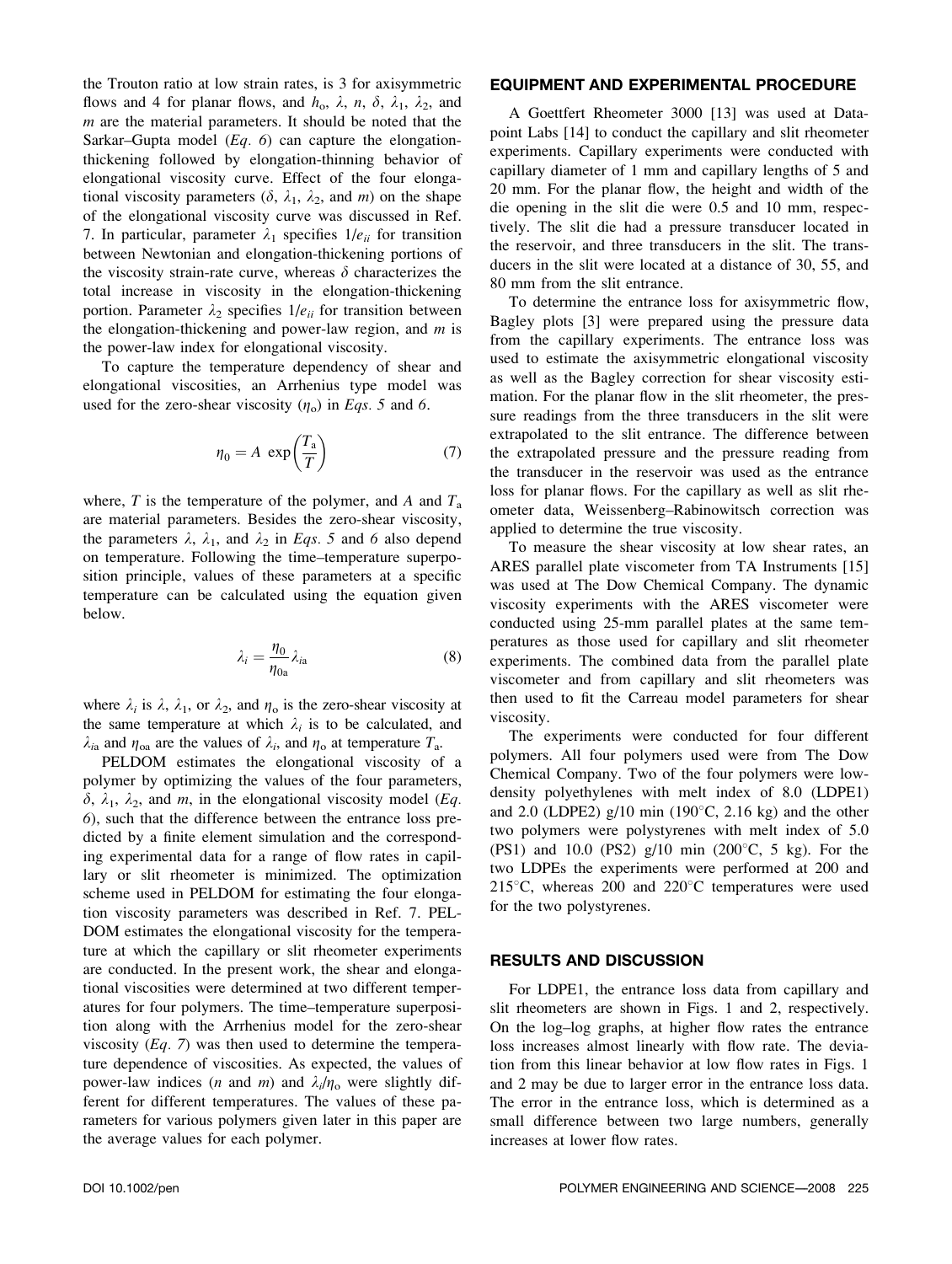the Trouton ratio at low strain rates, is 3 for axisymmetric flows and 4 for planar flows, and $h_o$, $\lambda$, $n$, $\delta$, $\lambda_1$, $\lambda_2$, and $m$ are the material parameters. It should be noted that the Sarkar–Gupta model (*Eq. 6*) can capture the elongation-thickening followed by elongation-thinning behavior of elongational viscosity curve. Effect of the four elongational viscosity parameters ($\delta$, $\lambda_1$, $\lambda_2$, and $m$) on the shape of the elongational viscosity curve was discussed in Ref. 7. In particular, parameter $\lambda_1$ specifies $1/e_{ii}$ for transition between Newtonian and elongation-thickening portions of the viscosity strain-rate curve, whereas $\delta$ characterizes the total increase in viscosity in the elongation-thickening portion. Parameter $\lambda_2$ specifies $1/e_{ii}$ for transition between the elongation-thickening and power-law region, and $m$ is the power-law index for elongational viscosity.

To capture the temperature dependency of shear and elongational viscosities, an Arrhenius type model was used for the zero-shear viscosity ($\eta_o$) in *Eqs. 5* and *6*.

$$\eta_0 = A \exp\left(\frac{T_a}{T}\right) \tag{7}$$

where, $T$ is the temperature of the polymer, and $A$ and $T_a$ are material parameters. Besides the zero-shear viscosity, the parameters $\lambda$, $\lambda_1$, and $\lambda_2$ in *Eqs. 5* and *6* also depend on temperature. Following the time–temperature superposition principle, values of these parameters at a specific temperature can be calculated using the equation given below.

$$\lambda_i = \frac{\eta_0}{\eta_{0a}} \lambda_{ia} \tag{8}$$

where $\lambda_i$ is $\lambda$, $\lambda_1$, or $\lambda_2$, and $\eta_o$ is the zero-shear viscosity at the same temperature at which $\lambda_i$ is to be calculated, and $\lambda_{ia}$ and $\eta_{oa}$ are the values of $\lambda_i$, and $\eta_o$ at temperature $T_a$.

PELDOM estimates the elongational viscosity of a polymer by optimizing the values of the four parameters, $\delta$, $\lambda_1$, $\lambda_2$, and $m$, in the elongational viscosity model (*Eq. 6*), such that the difference between the entrance loss predicted by a finite element simulation and the corresponding experimental data for a range of flow rates in capillary or slit rheometer is minimized. The optimization scheme used in PELDOM for estimating the four elongation viscosity parameters was described in Ref. 7. PELDOM estimates the elongational viscosity for the temperature at which the capillary or slit rheometer experiments are conducted. In the present work, the shear and elongational viscosities were determined at two different temperatures for four polymers. The time–temperature superposition along with the Arrhenius model for the zero-shear viscosity (*Eq. 7*) was then used to determine the temperature dependence of viscosities. As expected, the values of power-law indices ($n$ and $m$) and $\lambda_i/\eta_o$ were slightly different for different temperatures. The values of these parameters for various polymers given later in this paper are the average values for each polymer.

## EQUIPMENT AND EXPERIMENTAL PROCEDURE

A Goettfert Rheometer 3000 [13] was used at Datapoint Labs [14] to conduct the capillary and slit rheometer experiments. Capillary experiments were conducted with capillary diameter of 1 mm and capillary lengths of 5 and 20 mm. For the planar flow, the height and width of the die opening in the slit die were 0.5 and 10 mm, respectively. The slit die had a pressure transducer located in the reservoir, and three transducers in the slit. The transducers in the slit were located at a distance of 30, 55, and 80 mm from the slit entrance.

To determine the entrance loss for axisymmetric flow, Bagley plots [3] were prepared using the pressure data from the capillary experiments. The entrance loss was used to estimate the axisymmetric elongational viscosity as well as the Bagley correction for shear viscosity estimation. For the planar flow in the slit rheometer, the pressure readings from the three transducers in the slit were extrapolated to the slit entrance. The difference between the extrapolated pressure and the pressure reading from the transducer in the reservoir was used as the entrance loss for planar flows. For the capillary as well as slit rheometer data, Weissenberg–Rabinowitsch correction was applied to determine the true viscosity.

To measure the shear viscosity at low shear rates, an ARES parallel plate viscometer from TA Instruments [15] was used at The Dow Chemical Company. The dynamic viscosity experiments with the ARES viscometer were conducted using 25-mm parallel plates at the same temperatures as those used for capillary and slit rheometer experiments. The combined data from the parallel plate viscometer and from capillary and slit rheometers was then used to fit the Carreau model parameters for shear viscosity.

The experiments were conducted for four different polymers. All four polymers used were from The Dow Chemical Company. Two of the four polymers were low-density polyethylenes with melt index of 8.0 (LDPE1) and 2.0 (LDPE2) g/10 min (190°C, 2.16 kg) and the other two polymers were polystyrenes with melt index of 5.0 (PS1) and 10.0 (PS2) g/10 min (200°C, 5 kg). For the two LDPEs the experiments were performed at 200 and 215°C, whereas 200 and 220°C temperatures were used for the two polystyrenes.

## RESULTS AND DISCUSSION

For LDPE1, the entrance loss data from capillary and slit rheometers are shown in Figs. 1 and 2, respectively. On the log–log graphs, at higher flow rates the entrance loss increases almost linearly with flow rate. The deviation from this linear behavior at low flow rates in Figs. 1 and 2 may be due to larger error in the entrance loss data. The error in the entrance loss, which is determined as a small difference between two large numbers, generally increases at lower flow rates.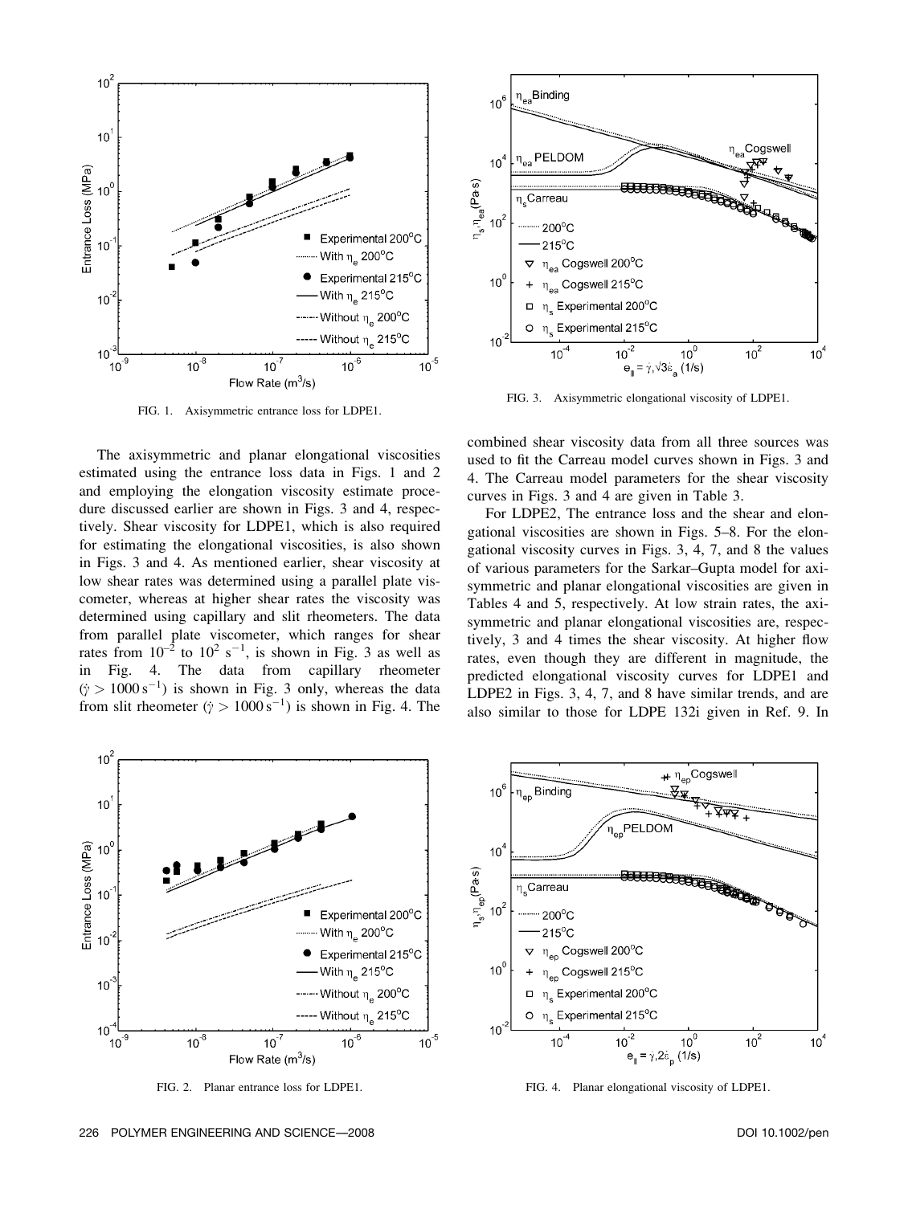FIG. 1. Axisymmetric entrance loss for LDPE1.

FIG. 3. Axisymmetric elongational viscosity of LDPE1.

The axisymmetric and planar elongational viscosities estimated using the entrance loss data in Figs. 1 and 2 and employing the elongation viscosity estimate procedure discussed earlier are shown in Figs. 3 and 4, respectively. Shear viscosity for LDPE1, which is also required for estimating the elongational viscosities, is also shown in Figs. 3 and 4. As mentioned earlier, shear viscosity at low shear rates was determined using a parallel plate viscometer, whereas at higher shear rates the viscosity was determined using capillary and slit rheometers. The data from parallel plate viscometer, which ranges for shear rates from $10^{-2}$ to $10^{2}$ s$^{-1}$, is shown in Fig. 3 as well as in Fig. 4. The data from capillary rheometer ($\dot{\gamma} > 1000\,\text{s}^{-1}$) is shown in Fig. 3 only, whereas the data from slit rheometer ($\dot{\gamma} > 1000\,\text{s}^{-1}$) is shown in Fig. 4. The combined shear viscosity data from all three sources was used to fit the Carreau model curves shown in Figs. 3 and 4. The Carreau model parameters for the shear viscosity curves in Figs. 3 and 4 are given in Table 3.

For LDPE2, The entrance loss and the shear and elongational viscosities are shown in Figs. 5–8. For the elongational viscosity curves in Figs. 3, 4, 7, and 8 the values of various parameters for the Sarkar–Gupta model for axisymmetric and planar elongational viscosities are given in Tables 4 and 5, respectively. At low strain rates, the axisymmetric and planar elongational viscosities are, respectively, 3 and 4 times the shear viscosity. At higher flow rates, even though they are different in magnitude, the predicted elongational viscosity curves for LDPE1 and LDPE2 in Figs. 3, 4, 7, and 8 have similar trends, and are also similar to those for LDPE 132i given in Ref. 9. In

FIG. 2. Planar entrance loss for LDPE1.

FIG. 4. Planar elongational viscosity of LDPE1.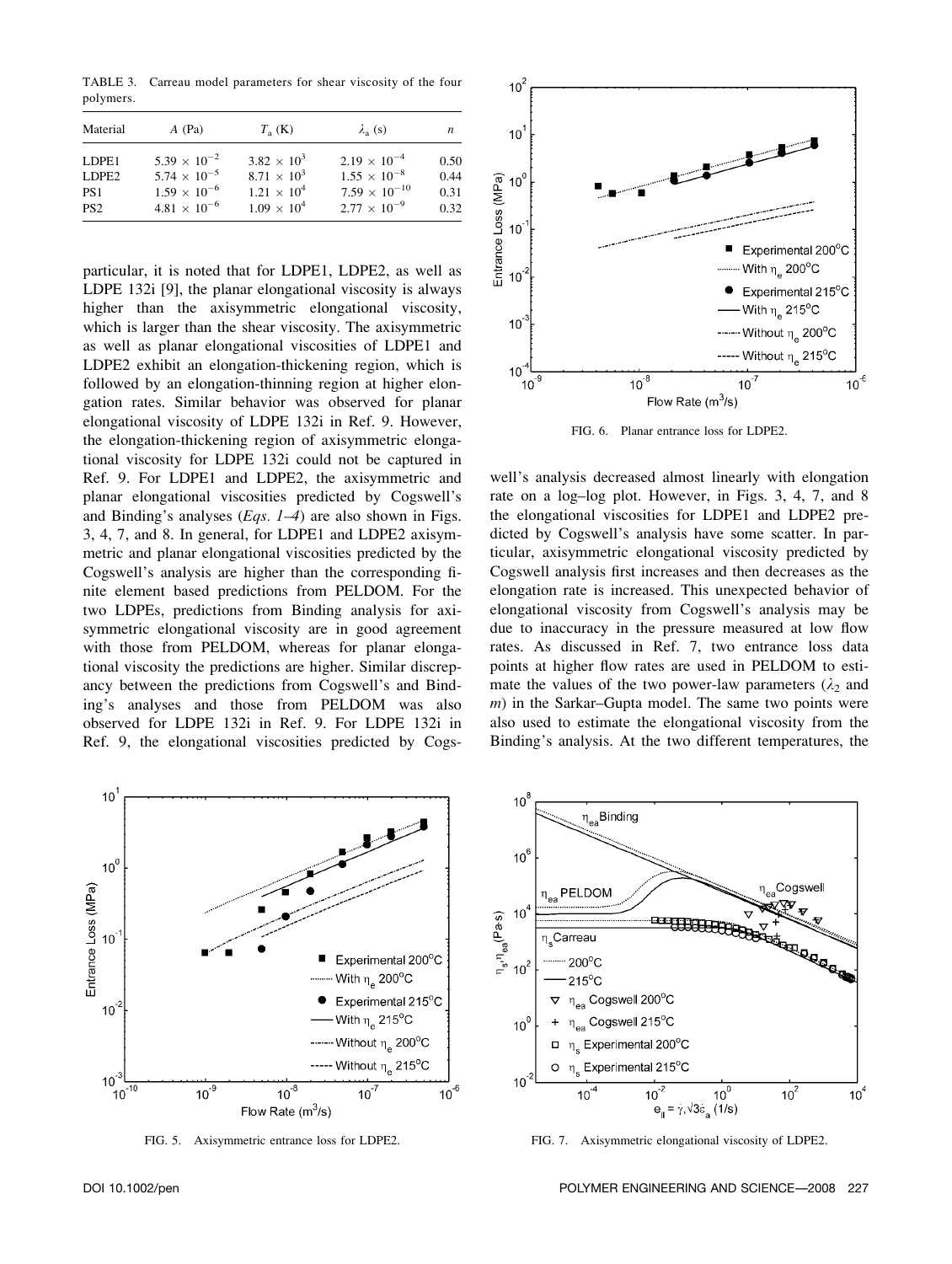TABLE 3. Carreau model parameters for shear viscosity of the four polymers.

| Material | $A$ (Pa) | $T_a$ (K) | $\lambda_a$ (s) | $n$ |
|---|---|---|---|---|
| LDPE1 | $5.39 \times 10^{-2}$ | $3.82 \times 10^{3}$ | $2.19 \times 10^{-4}$ | 0.50 |
| LDPE2 | $5.74 \times 10^{-5}$ | $8.71 \times 10^{3}$ | $1.55 \times 10^{-8}$ | 0.44 |
| PS1 | $1.59 \times 10^{-6}$ | $1.21 \times 10^{4}$ | $7.59 \times 10^{-10}$ | 0.31 |
| PS2 | $4.81 \times 10^{-6}$ | $1.09 \times 10^{4}$ | $2.77 \times 10^{-9}$ | 0.32 |

particular, it is noted that for LDPE1, LDPE2, as well as LDPE 132i [9], the planar elongational viscosity is always higher than the axisymmetric elongational viscosity, which is larger than the shear viscosity. The axisymmetric as well as planar elongational viscosities of LDPE1 and LDPE2 exhibit an elongation-thickening region, which is followed by an elongation-thinning region at higher elongation rates. Similar behavior was observed for planar elongational viscosity of LDPE 132i in Ref. 9. However, the elongation-thickening region of axisymmetric elongational viscosity for LDPE 132i could not be captured in Ref. 9. For LDPE1 and LDPE2, the axisymmetric and planar elongational viscosities predicted by Cogswell's and Binding's analyses (*Eqs. 1–4*) are also shown in Figs. 3, 4, 7, and 8. In general, for LDPE1 and LDPE2 axisymmetric and planar elongational viscosities predicted by the Cogswell's analysis are higher than the corresponding finite element based predictions from PELDOM. For the two LDPEs, predictions from Binding analysis for axisymmetric elongational viscosity are in good agreement with those from PELDOM, whereas for planar elongational viscosity the predictions are higher. Similar discrepancy between the predictions from Cogswell's and Binding's analyses and those from PELDOM was also observed for LDPE 132i in Ref. 9. For LDPE 132i in Ref. 9, the elongational viscosities predicted by Cogswell's analysis decreased almost linearly with elongation rate on a log–log plot. However, in Figs. 3, 4, 7, and 8 the elongational viscosities for LDPE1 and LDPE2 predicted by Cogswell's analysis have some scatter. In particular, axisymmetric elongational viscosity predicted by Cogswell analysis first increases and then decreases as the elongation rate is increased. This unexpected behavior of elongational viscosity from Cogswell's analysis may be due to inaccuracy in the pressure measured at low flow rates. As discussed in Ref. 7, two entrance loss data points at higher flow rates are used in PELDOM to estimate the values of the two power-law parameters ($\lambda_2$ and $m$) in the Sarkar–Gupta model. The same two points were also used to estimate the elongational viscosity from the Binding's analysis. At the two different temperatures, the

FIG. 6. Planar entrance loss for LDPE2.

FIG. 5. Axisymmetric entrance loss for LDPE2.

FIG. 7. Axisymmetric elongational viscosity of LDPE2.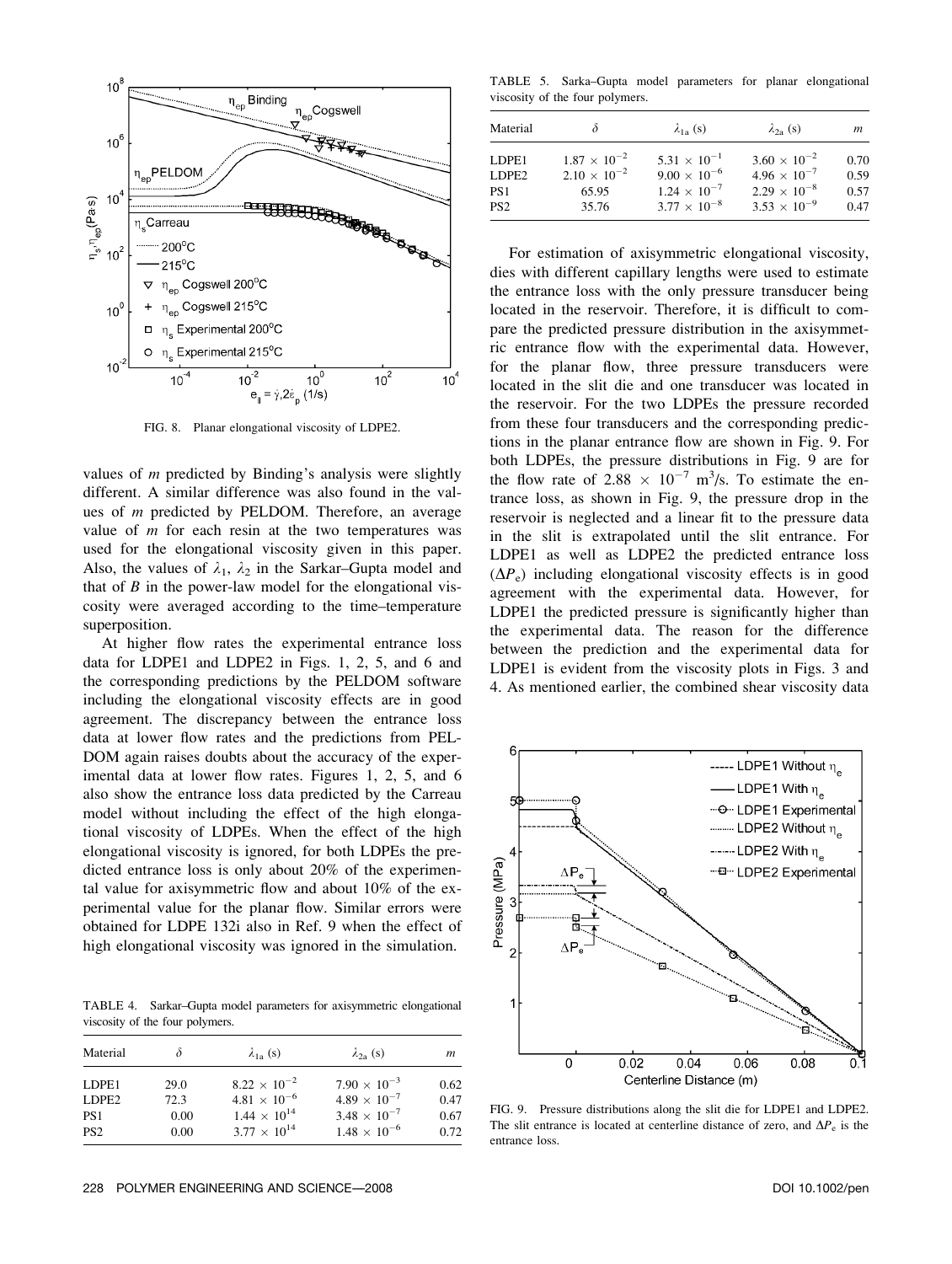FIG. 8. Planar elongational viscosity of LDPE2.

values of $m$ predicted by Binding's analysis were slightly different. A similar difference was also found in the values of $m$ predicted by PELDOM. Therefore, an average value of $m$ for each resin at the two temperatures was used for the elongational viscosity given in this paper. Also, the values of $\lambda_1$, $\lambda_2$ in the Sarkar–Gupta model and that of $B$ in the power-law model for the elongational viscosity were averaged according to the time–temperature superposition.

At higher flow rates the experimental entrance loss data for LDPE1 and LDPE2 in Figs. 1, 2, 5, and 6 and the corresponding predictions by the PELDOM software including the elongational viscosity effects are in good agreement. The discrepancy between the entrance loss data at lower flow rates and the predictions from PELDOM again raises doubts about the accuracy of the experimental data at lower flow rates. Figures 1, 2, 5, and 6 also show the entrance loss data predicted by the Carreau model without including the effect of the high elongational viscosity of LDPEs. When the effect of the high elongational viscosity is ignored, for both LDPEs the predicted entrance loss is only about 20% of the experimental value for axisymmetric flow and about 10% of the experimental value for the planar flow. Similar errors were obtained for LDPE 132i also in Ref. 9 when the effect of high elongational viscosity was ignored in the simulation.

TABLE 4. Sarkar–Gupta model parameters for axisymmetric elongational viscosity of the four polymers.

| Material | $\delta$ | $\lambda_{1a}$ (s) | $\lambda_{2a}$ (s) | $m$ |
|---|---|---|---|---|
| LDPE1 | 29.0 | $8.22 \times 10^{-2}$ | $7.90 \times 10^{-3}$ | 0.62 |
| LDPE2 | 72.3 | $4.81 \times 10^{-6}$ | $4.89 \times 10^{-7}$ | 0.47 |
| PS1 | 0.00 | $1.44 \times 10^{14}$ | $3.48 \times 10^{-7}$ | 0.67 |
| PS2 | 0.00 | $3.77 \times 10^{14}$ | $1.48 \times 10^{-6}$ | 0.72 |

TABLE 5. Sarka–Gupta model parameters for planar elongational viscosity of the four polymers.

| Material | $\delta$ | $\lambda_{1a}$ (s) | $\lambda_{2a}$ (s) | $m$ |
|---|---|---|---|---|
| LDPE1 | $1.87 \times 10^{-2}$ | $5.31 \times 10^{-1}$ | $3.60 \times 10^{-2}$ | 0.70 |
| LDPE2 | $2.10 \times 10^{-2}$ | $9.00 \times 10^{-6}$ | $4.96 \times 10^{-7}$ | 0.59 |
| PS1 | 65.95 | $1.24 \times 10^{-7}$ | $2.29 \times 10^{-8}$ | 0.57 |
| PS2 | 35.76 | $3.77 \times 10^{-8}$ | $3.53 \times 10^{-9}$ | 0.47 |

For estimation of axisymmetric elongational viscosity, dies with different capillary lengths were used to estimate the entrance loss with the only pressure transducer being located in the reservoir. Therefore, it is difficult to compare the predicted pressure distribution in the axisymmetric entrance flow with the experimental data. However, for the planar flow, three pressure transducers were located in the slit die and one transducer was located in the reservoir. For the two LDPEs the pressure recorded from these four transducers and the corresponding predictions in the planar entrance flow are shown in Fig. 9. For both LDPEs, the pressure distributions in Fig. 9 are for the flow rate of $2.88 \times 10^{-7}$ m$^3$/s. To estimate the entrance loss, as shown in Fig. 9, the pressure drop in the reservoir is neglected and a linear fit to the pressure data in the slit is extrapolated until the slit entrance. For LDPE1 as well as LDPE2 the predicted entrance loss ($\Delta P_e$) including elongational viscosity effects is in good agreement with the experimental data. However, for LDPE1 the predicted pressure is significantly higher than the experimental data. The reason for the difference between the prediction and the experimental data for LDPE1 is evident from the viscosity plots in Figs. 3 and 4. As mentioned earlier, the combined shear viscosity data

FIG. 9. Pressure distributions along the slit die for LDPE1 and LDPE2. The slit entrance is located at centerline distance of zero, and $\Delta P_e$ is the entrance loss.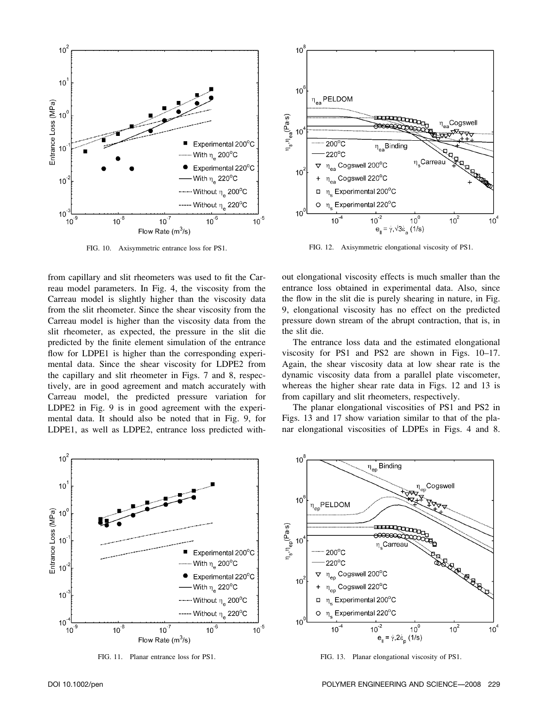FIG. 10. Axisymmetric entrance loss for PS1.

FIG. 12. Axisymmetric elongational viscosity of PS1.

from capillary and slit rheometers was used to fit the Carreau model parameters. In Fig. 4, the viscosity from the Carreau model is slightly higher than the viscosity data from the slit rheometer. Since the shear viscosity from the Carreau model is higher than the viscosity data from the slit rheometer, as expected, the pressure in the slit die predicted by the finite element simulation of the entrance flow for LDPE1 is higher than the corresponding experimental data. Since the shear viscosity for LDPE2 from the capillary and slit rheometer in Figs. 7 and 8, respectively, are in good agreement and match accurately with Carreau model, the predicted pressure variation for LDPE2 in Fig. 9 is in good agreement with the experimental data. It should also be noted that in Fig. 9, for LDPE1, as well as LDPE2, entrance loss predicted without elongational viscosity effects is much smaller than the entrance loss obtained in experimental data. Also, since the flow in the slit die is purely shearing in nature, in Fig. 9, elongational viscosity has no effect on the predicted pressure down stream of the abrupt contraction, that is, in the slit die.

The entrance loss data and the estimated elongational viscosity for PS1 and PS2 are shown in Figs. 10–17. Again, the shear viscosity data at low shear rate is the dynamic viscosity data from a parallel plate viscometer, whereas the higher shear rate data in Figs. 12 and 13 is from capillary and slit rheometers, respectively.

The planar elongational viscosities of PS1 and PS2 in Figs. 13 and 17 show variation similar to that of the planar elongational viscosities of LDPEs in Figs. 4 and 8.

FIG. 11. Planar entrance loss for PS1.

FIG. 13. Planar elongational viscosity of PS1.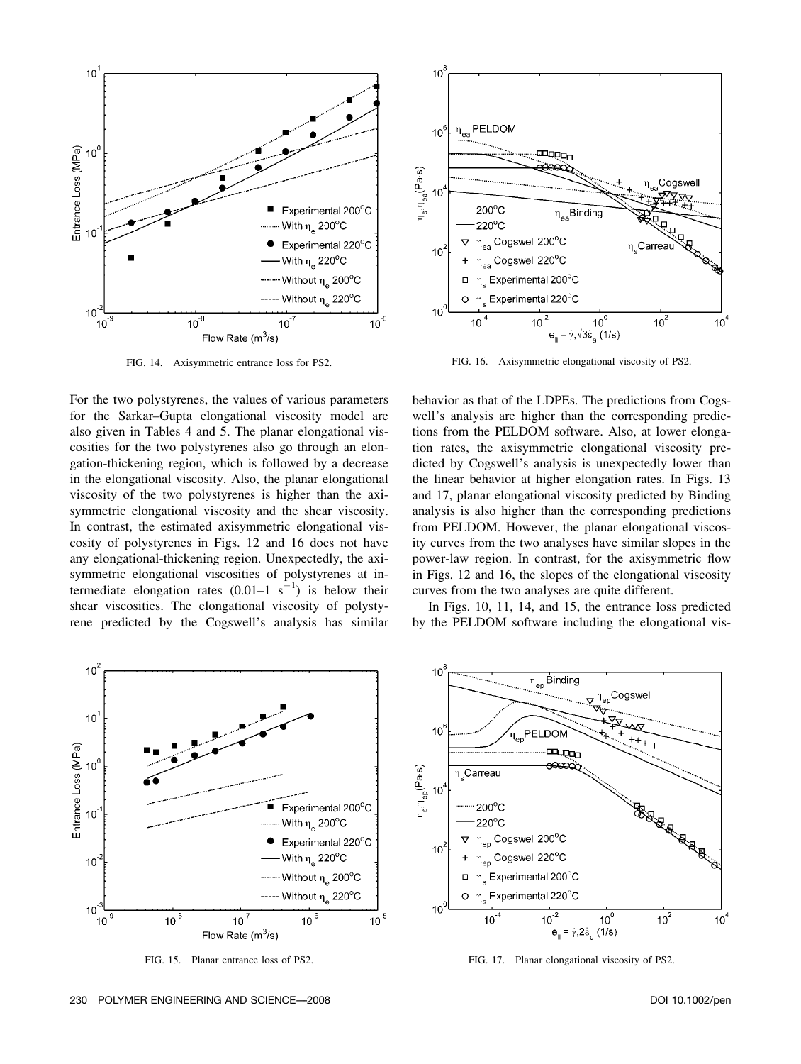FIG. 14. Axisymmetric entrance loss for PS2.

FIG. 16. Axisymmetric elongational viscosity of PS2.

For the two polystyrenes, the values of various parameters for the Sarkar–Gupta elongational viscosity model are also given in Tables 4 and 5. The planar elongational viscosities for the two polystyrenes also go through an elongation-thickening region, which is followed by a decrease in the elongational viscosity. Also, the planar elongational viscosity of the two polystyrenes is higher than the axisymmetric elongational viscosity and the shear viscosity. In contrast, the estimated axisymmetric elongational viscosity of polystyrenes in Figs. 12 and 16 does not have any elongational-thickening region. Unexpectedly, the axisymmetric elongational viscosities of polystyrenes at intermediate elongation rates (0.01–1 $s^{-1}$) is below their shear viscosities. The elongational viscosity of polystyrene predicted by the Cogswell's analysis has similar behavior as that of the LDPEs. The predictions from Cogswell's analysis are higher than the corresponding predictions from the PELDOM software. Also, at lower elongation rates, the axisymmetric elongational viscosity predicted by Cogswell's analysis is unexpectedly lower than the linear behavior at higher elongation rates. In Figs. 13 and 17, planar elongational viscosity predicted by Binding analysis is also higher than the corresponding predictions from PELDOM. However, the planar elongational viscosity curves from the two analyses have similar slopes in the power-law region. In contrast, for the axisymmetric flow in Figs. 12 and 16, the slopes of the elongational viscosity curves from the two analyses are quite different.

In Figs. 10, 11, 14, and 15, the entrance loss predicted by the PELDOM software including the elongational vis-

FIG. 15. Planar entrance loss of PS2.

FIG. 17. Planar elongational viscosity of PS2.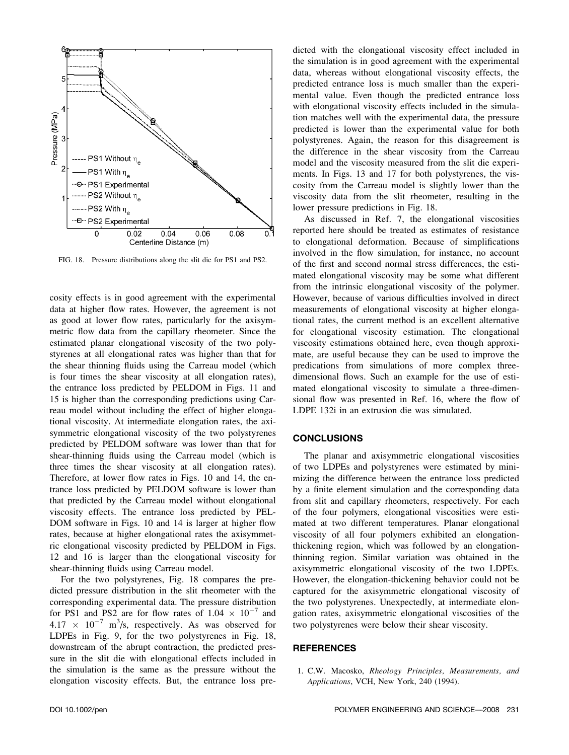FIG. 18. Pressure distributions along the slit die for PS1 and PS2.

cosity effects is in good agreement with the experimental data at higher flow rates. However, the agreement is not as good at lower flow rates, particularly for the axisymmetric flow data from the capillary rheometer. Since the estimated planar elongational viscosity of the two polystyrenes at all elongational rates was higher than that for the shear thinning fluids using the Carreau model (which is four times the shear viscosity at all elongation rates), the entrance loss predicted by PELDOM in Figs. 11 and 15 is higher than the corresponding predictions using Carreau model without including the effect of higher elongational viscosity. At intermediate elongation rates, the axisymmetric elongational viscosity of the two polystyrenes predicted by PELDOM software was lower than that for shear-thinning fluids using the Carreau model (which is three times the shear viscosity at all elongation rates). Therefore, at lower flow rates in Figs. 10 and 14, the entrance loss predicted by PELDOM software is lower than that predicted by the Carreau model without elongational viscosity effects. The entrance loss predicted by PELDOM software in Figs. 10 and 14 is larger at higher flow rates, because at higher elongational rates the axisymmetric elongational viscosity predicted by PELDOM in Figs. 12 and 16 is larger than the elongational viscosity for shear-thinning fluids using Carreau model.

For the two polystyrenes, Fig. 18 compares the predicted pressure distribution in the slit rheometer with the corresponding experimental data. The pressure distribution for PS1 and PS2 are for flow rates of $1.04 \times 10^{-7}$ and $4.17 \times 10^{-7}$ $m^3/s$, respectively. As was observed for LDPEs in Fig. 9, for the two polystyrenes in Fig. 18, downstream of the abrupt contraction, the predicted pressure in the slit die with elongational effects included in the simulation is the same as the pressure without the elongation viscosity effects. But, the entrance loss predicted with the elongational viscosity effect included in the simulation is in good agreement with the experimental data, whereas without elongational viscosity effects, the predicted entrance loss is much smaller than the experimental value. Even though the predicted entrance loss with elongational viscosity effects included in the simulation matches well with the experimental data, the pressure predicted is lower than the experimental value for both polystyrenes. Again, the reason for this disagreement is the difference in the shear viscosity from the Carreau model and the viscosity measured from the slit die experiments. In Figs. 13 and 17 for both polystyrenes, the viscosity from the Carreau model is slightly lower than the viscosity data from the slit rheometer, resulting in the lower pressure predictions in Fig. 18.

As discussed in Ref. 7, the elongational viscosities reported here should be treated as estimates of resistance to elongational deformation. Because of simplifications involved in the flow simulation, for instance, no account of the first and second normal stress differences, the estimated elongational viscosity may be some what different from the intrinsic elongational viscosity of the polymer. However, because of various difficulties involved in direct measurements of elongational viscosity at higher elongational rates, the current method is an excellent alternative for elongational viscosity estimation. The elongational viscosity estimations obtained here, even though approximate, are useful because they can be used to improve the predications from simulations of more complex three-dimensional flows. Such an example for the use of estimated elongational viscosity to simulate a three-dimensional flow was presented in Ref. 16, where the flow of LDPE 132i in an extrusion die was simulated.

## CONCLUSIONS

The planar and axisymmetric elongational viscosities of two LDPEs and polystyrenes were estimated by minimizing the difference between the entrance loss predicted by a finite element simulation and the corresponding data from slit and capillary rheometers, respectively. For each of the four polymers, elongational viscosities were estimated at two different temperatures. Planar elongational viscosity of all four polymers exhibited an elongation-thickening region, which was followed by an elongation-thinning region. Similar variation was obtained in the axisymmetric elongational viscosity of the two LDPEs. However, the elongation-thickening behavior could not be captured for the axisymmetric elongational viscosity of the two polystyrenes. Unexpectedly, at intermediate elongation rates, axisymmetric elongational viscosities of the two polystyrenes were below their shear viscosity.

## REFERENCES

1. C.W. Macosko, *Rheology Principles, Measurements, and Applications*, VCH, New York, 240 (1994).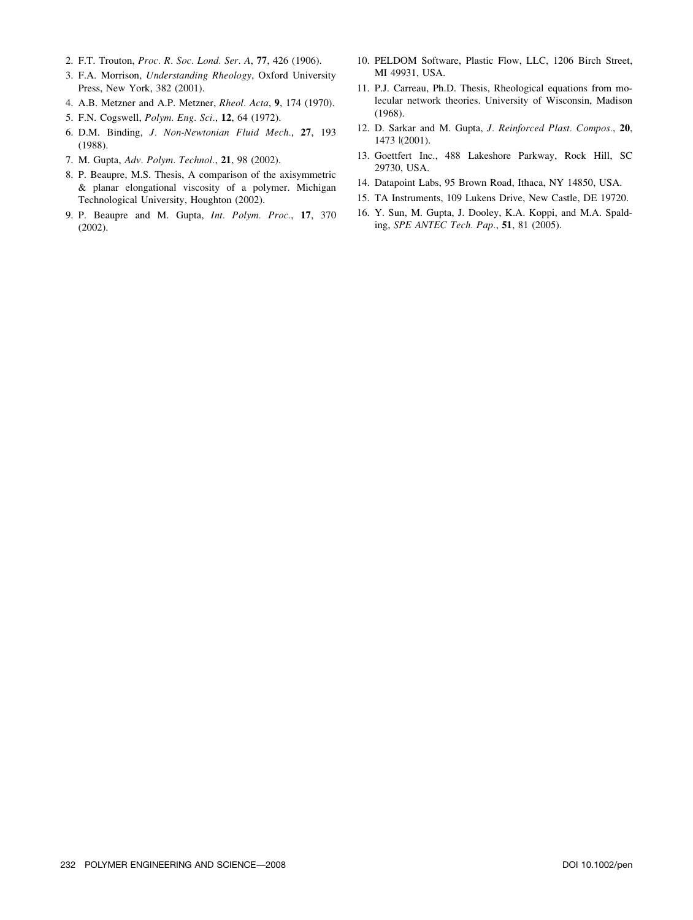2. F.T. Trouton, *Proc. R. Soc. Lond. Ser. A*, **77**, 426 (1906).
3. F.A. Morrison, *Understanding Rheology*, Oxford University Press, New York, 382 (2001).
4. A.B. Metzner and A.P. Metzner, *Rheol. Acta*, **9**, 174 (1970).
5. F.N. Cogswell, *Polym. Eng. Sci.*, **12**, 64 (1972).
6. D.M. Binding, *J. Non-Newtonian Fluid Mech.*, **27**, 193 (1988).
7. M. Gupta, *Adv. Polym. Technol.*, **21**, 98 (2002).
8. P. Beaupre, M.S. Thesis, A comparison of the axisymmetric & planar elongational viscosity of a polymer. Michigan Technological University, Houghton (2002).
9. P. Beaupre and M. Gupta, *Int. Polym. Proc.*, **17**, 370 (2002).
10. PELDOM Software, Plastic Flow, LLC, 1206 Birch Street, MI 49931, USA.
11. P.J. Carreau, Ph.D. Thesis, Rheological equations from molecular network theories. University of Wisconsin, Madison (1968).
12. D. Sarkar and M. Gupta, *J. Reinforced Plast. Compos.*, **20**, 1473 |(2001).
13. Goettfert Inc., 488 Lakeshore Parkway, Rock Hill, SC 29730, USA.
14. Datapoint Labs, 95 Brown Road, Ithaca, NY 14850, USA.
15. TA Instruments, 109 Lukens Drive, New Castle, DE 19720.
16. Y. Sun, M. Gupta, J. Dooley, K.A. Koppi, and M.A. Spalding, *SPE ANTEC Tech. Pap.*, **51**, 81 (2005).